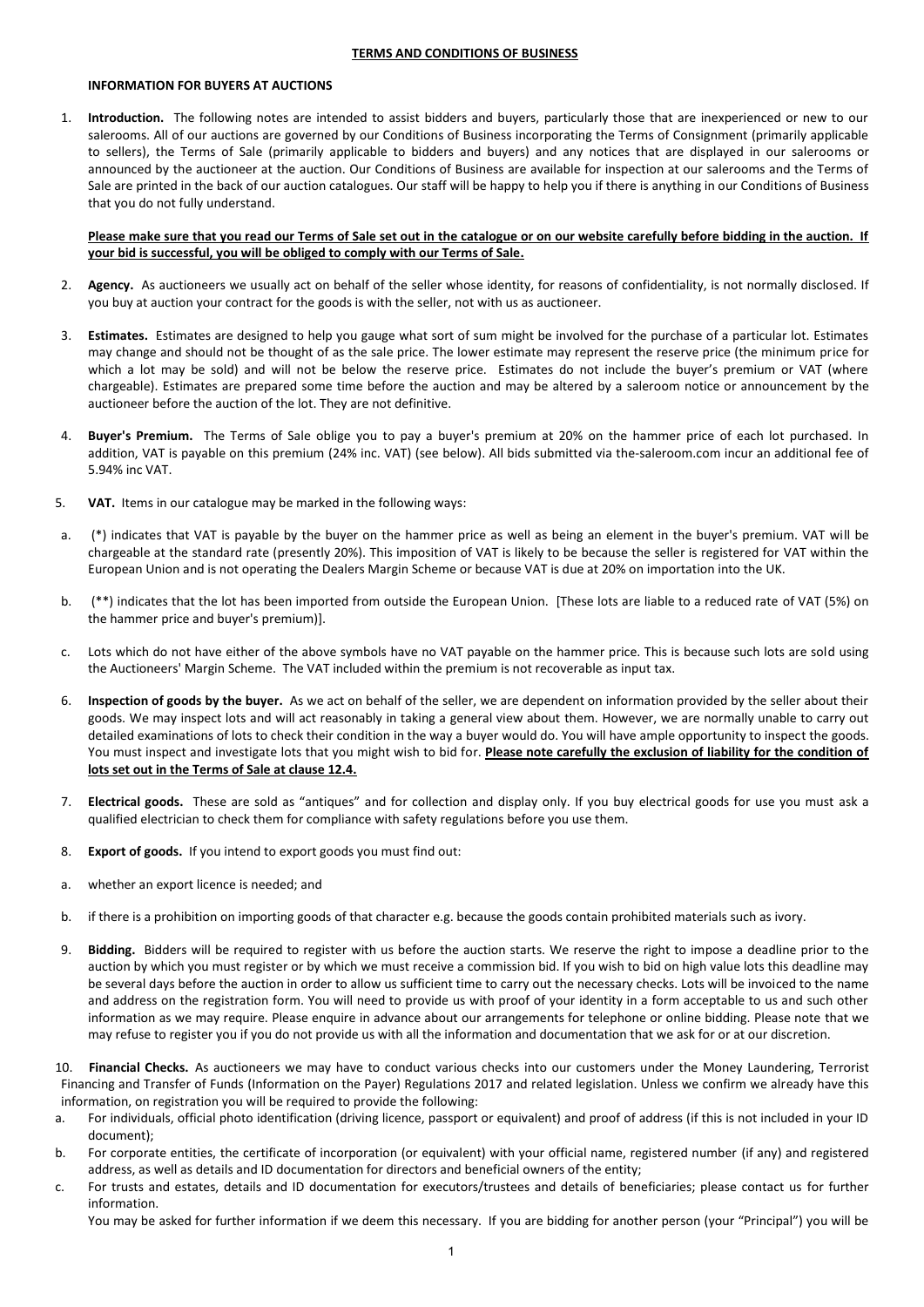# TERMS AND CONDITIONS OF BUSINESS

## INFORMATION FOR BUYERS AT AUCTIONS

1. **Introduction.** The following notes are intended to assist bidders and buyers, particularly those that are inexperienced or new to our salerooms. All of our auctions are governed by our Conditions of Business incorporating the Terms of Consignment (primarily applicable to sellers), the Terms of Sale (primarily applicable to bidders and buyers) and any notices that are displayed in our salerooms or announced by the auctioneer at the auction. Our Conditions of Business are available for inspection at our salerooms and the Terms of Sale are printed in the back of our auction catalogues. Our staff will be happy to help you if there is anything in our Conditions of Business that you do not fully understand.

   **Please make sure that you read our Terms of Sale set out in the catalogue or on our website carefully before bidding in the auction. If your bid is successful, you will be obliged to comply with our Terms of Sale.**

2. **Agency.** As auctioneers we usually act on behalf of the seller whose identity, for reasons of confidentiality, is not normally disclosed. If you buy at auction your contract for the goods is with the seller, not with us as auctioneer.

3. **Estimates.** Estimates are designed to help you gauge what sort of sum might be involved for the purchase of a particular lot. Estimates may change and should not be thought of as the sale price. The lower estimate may represent the reserve price (the minimum price for which a lot may be sold) and will not be below the reserve price. Estimates do not include the buyer's premium or VAT (where chargeable). Estimates are prepared some time before the auction and may be altered by a saleroom notice or announcement by the auctioneer before the auction of the lot. They are not definitive.

4. **Buyer's Premium.** The Terms of Sale oblige you to pay a buyer's premium at 20% on the hammer price of each lot purchased. In addition, VAT is payable on this premium (24% inc. VAT) (see below). All bids submitted via the-saleroom.com incur an additional fee of 5.94% inc VAT.

5. **VAT.** Items in our catalogue may be marked in the following ways:

   a. (*) indicates that VAT is payable by the buyer on the hammer price as well as being an element in the buyer's premium. VAT will be chargeable at the standard rate (presently 20%). This imposition of VAT is likely to be because the seller is registered for VAT within the European Union and is not operating the Dealers Margin Scheme or because VAT is due at 20% on importation into the UK.

   b. (**) indicates that the lot has been imported from outside the European Union. [These lots are liable to a reduced rate of VAT (5%) on the hammer price and buyer's premium)].

   c. Lots which do not have either of the above symbols have no VAT payable on the hammer price. This is because such lots are sold using the Auctioneers' Margin Scheme. The VAT included within the premium is not recoverable as input tax.

6. **Inspection of goods by the buyer.** As we act on behalf of the seller, we are dependent on information provided by the seller about their goods. We may inspect lots and will act reasonably in taking a general view about them. However, we are normally unable to carry out detailed examinations of lots to check their condition in the way a buyer would do. You will have ample opportunity to inspect the goods. You must inspect and investigate lots that you might wish to bid for. **Please note carefully the exclusion of liability for the condition of lots set out in the Terms of Sale at clause 12.4.**

7. **Electrical goods.** These are sold as "antiques" and for collection and display only. If you buy electrical goods for use you must ask a qualified electrician to check them for compliance with safety regulations before you use them.

8. **Export of goods.** If you intend to export goods you must find out:

   a. whether an export licence is needed; and

   b. if there is a prohibition on importing goods of that character e.g. because the goods contain prohibited materials such as ivory.

9. **Bidding.** Bidders will be required to register with us before the auction starts. We reserve the right to impose a deadline prior to the auction by which you must register or by which we must receive a commission bid. If you wish to bid on high value lots this deadline may be several days before the auction in order to allow us sufficient time to carry out the necessary checks. Lots will be invoiced to the name and address on the registration form. You will need to provide us with proof of your identity in a form acceptable to us and such other information as we may require. Please enquire in advance about our arrangements for telephone or online bidding. Please note that we may refuse to register you if you do not provide us with all the information and documentation that we ask for or at our discretion.

10. **Financial Checks.** As auctioneers we may have to conduct various checks into our customers under the Money Laundering, Terrorist Financing and Transfer of Funds (Information on the Payer) Regulations 2017 and related legislation. Unless we confirm we already have this information, on registration you will be required to provide the following:

   a. For individuals, official photo identification (driving licence, passport or equivalent) and proof of address (if this is not included in your ID document);

   b. For corporate entities, the certificate of incorporation (or equivalent) with your official name, registered number (if any) and registered address, as well as details and ID documentation for directors and beneficial owners of the entity;

   c. For trusts and estates, details and ID documentation for executors/trustees and details of beneficiaries; please contact us for further information.

   You may be asked for further information if we deem this necessary. If you are bidding for another person (your "Principal") you will be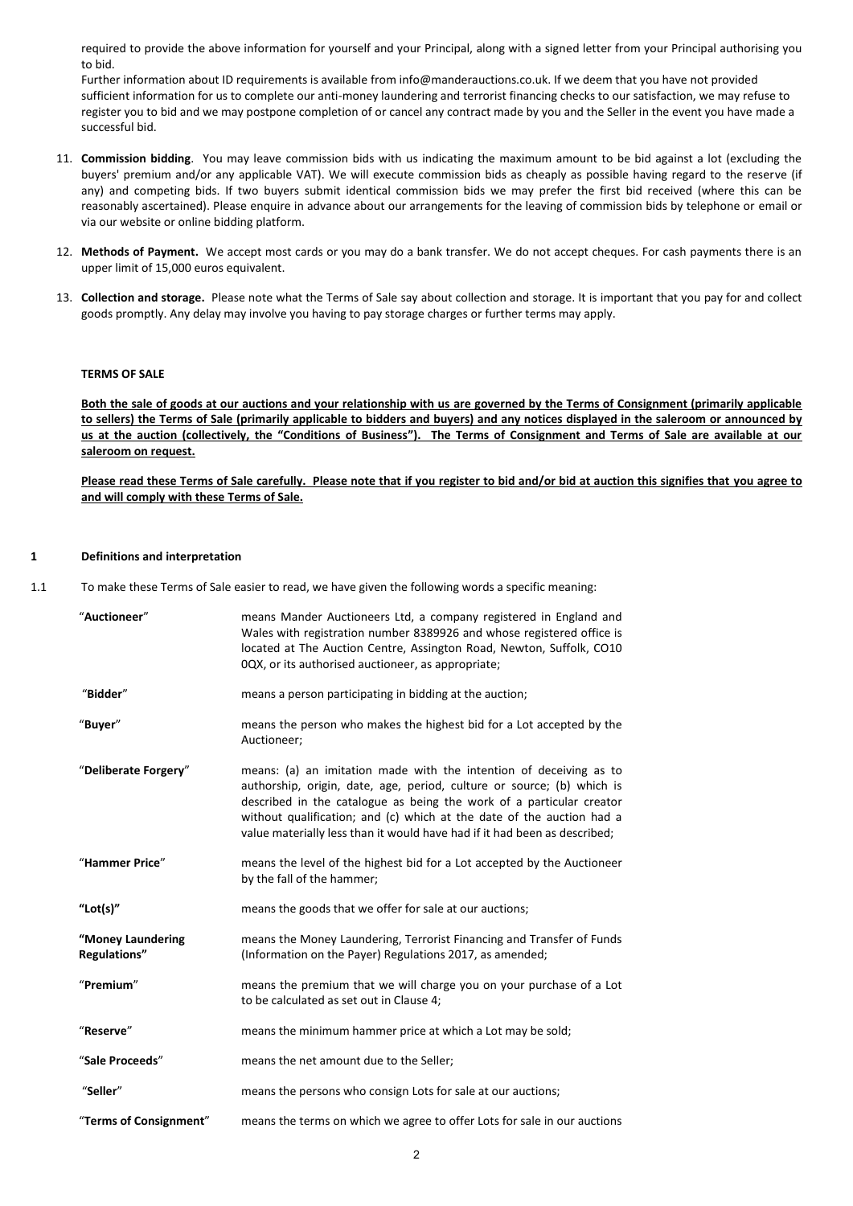required to provide the above information for yourself and your Principal, along with a signed letter from your Principal authorising you to bid.

Further information about ID requirements is available from info@manderauctions.co.uk. If we deem that you have not provided sufficient information for us to complete our anti-money laundering and terrorist financing checks to our satisfaction, we may refuse to register you to bid and we may postpone completion of or cancel any contract made by you and the Seller in the event you have made a successful bid.

11. **Commission bidding**. You may leave commission bids with us indicating the maximum amount to be bid against a lot (excluding the buyers' premium and/or any applicable VAT). We will execute commission bids as cheaply as possible having regard to the reserve (if any) and competing bids. If two buyers submit identical commission bids we may prefer the first bid received (where this can be reasonably ascertained). Please enquire in advance about our arrangements for the leaving of commission bids by telephone or email or via our website or online bidding platform.

12. **Methods of Payment.** We accept most cards or you may do a bank transfer. We do not accept cheques. For cash payments there is an upper limit of 15,000 euros equivalent.

13. **Collection and storage.** Please note what the Terms of Sale say about collection and storage. It is important that you pay for and collect goods promptly. Any delay may involve you having to pay storage charges or further terms may apply.

**TERMS OF SALE**

**Both the sale of goods at our auctions and your relationship with us are governed by the Terms of Consignment (primarily applicable to sellers) the Terms of Sale (primarily applicable to bidders and buyers) and any notices displayed in the saleroom or announced by us at the auction (collectively, the "Conditions of Business"). The Terms of Consignment and Terms of Sale are available at our saleroom on request.**

**Please read these Terms of Sale carefully. Please note that if you register to bid and/or bid at auction this signifies that you agree to and will comply with these Terms of Sale.**

## 1 Definitions and interpretation

1.1 To make these Terms of Sale easier to read, we have given the following words a specific meaning:

| | |
|---|---|
| "**Auctioneer**" | means Mander Auctioneers Ltd, a company registered in England and Wales with registration number 8389926 and whose registered office is located at The Auction Centre, Assington Road, Newton, Suffolk, CO10 0QX, or its authorised auctioneer, as appropriate; |
| "**Bidder**" | means a person participating in bidding at the auction; |
| "**Buyer**" | means the person who makes the highest bid for a Lot accepted by the Auctioneer; |
| "**Deliberate Forgery**" | means: (a) an imitation made with the intention of deceiving as to authorship, origin, date, age, period, culture or source; (b) which is described in the catalogue as being the work of a particular creator without qualification; and (c) which at the date of the auction had a value materially less than it would have had if it had been as described; |
| "**Hammer Price**" | means the level of the highest bid for a Lot accepted by the Auctioneer by the fall of the hammer; |
| **"Lot(s)"** | means the goods that we offer for sale at our auctions; |
| **"Money Laundering Regulations"** | means the Money Laundering, Terrorist Financing and Transfer of Funds (Information on the Payer) Regulations 2017, as amended; |
| "**Premium**" | means the premium that we will charge you on your purchase of a Lot to be calculated as set out in Clause 4; |
| "**Reserve**" | means the minimum hammer price at which a Lot may be sold; |
| "**Sale Proceeds**" | means the net amount due to the Seller; |
| "**Seller**" | means the persons who consign Lots for sale at our auctions; |
| "**Terms of Consignment**" | means the terms on which we agree to offer Lots for sale in our auctions |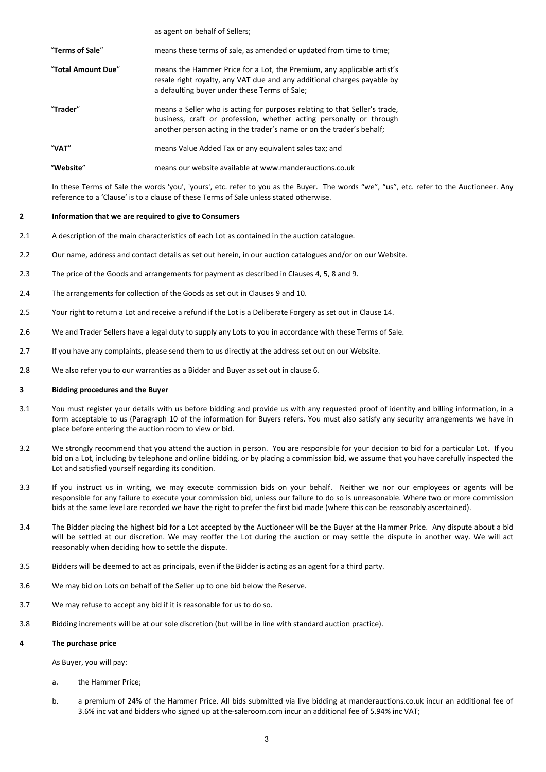as agent on behalf of Sellers;

| | |
|---|---|
| "**Terms of Sale**" | means these terms of sale, as amended or updated from time to time; |
| "**Total Amount Due**" | means the Hammer Price for a Lot, the Premium, any applicable artist's resale right royalty, any VAT due and any additional charges payable by a defaulting buyer under these Terms of Sale; |
| "**Trader**" | means a Seller who is acting for purposes relating to that Seller's trade, business, craft or profession, whether acting personally or through another person acting in the trader's name or on the trader's behalf; |
| "**VAT**" | means Value Added Tax or any equivalent sales tax; and |
| "**Website**" | means our website available at www.manderauctions.co.uk |

In these Terms of Sale the words 'you', 'yours', etc. refer to you as the Buyer. The words "we", "us", etc. refer to the Auctioneer. Any reference to a 'Clause' is to a clause of these Terms of Sale unless stated otherwise.

## 2 Information that we are required to give to Consumers

2.1 A description of the main characteristics of each Lot as contained in the auction catalogue.

2.2 Our name, address and contact details as set out herein, in our auction catalogues and/or on our Website.

2.3 The price of the Goods and arrangements for payment as described in Clauses 4, 5, 8 and 9.

2.4 The arrangements for collection of the Goods as set out in Clauses 9 and 10.

2.5 Your right to return a Lot and receive a refund if the Lot is a Deliberate Forgery as set out in Clause 14.

2.6 We and Trader Sellers have a legal duty to supply any Lots to you in accordance with these Terms of Sale.

2.7 If you have any complaints, please send them to us directly at the address set out on our Website.

2.8 We also refer you to our warranties as a Bidder and Buyer as set out in clause 6.

## 3 Bidding procedures and the Buyer

3.1 You must register your details with us before bidding and provide us with any requested proof of identity and billing information, in a form acceptable to us (Paragraph 10 of the information for Buyers refers. You must also satisfy any security arrangements we have in place before entering the auction room to view or bid.

3.2 We strongly recommend that you attend the auction in person. You are responsible for your decision to bid for a particular Lot. If you bid on a Lot, including by telephone and online bidding, or by placing a commission bid, we assume that you have carefully inspected the Lot and satisfied yourself regarding its condition.

3.3 If you instruct us in writing, we may execute commission bids on your behalf. Neither we nor our employees or agents will be responsible for any failure to execute your commission bid, unless our failure to do so is unreasonable. Where two or more commission bids at the same level are recorded we have the right to prefer the first bid made (where this can be reasonably ascertained).

3.4 The Bidder placing the highest bid for a Lot accepted by the Auctioneer will be the Buyer at the Hammer Price. Any dispute about a bid will be settled at our discretion. We may reoffer the Lot during the auction or may settle the dispute in another way. We will act reasonably when deciding how to settle the dispute.

3.5 Bidders will be deemed to act as principals, even if the Bidder is acting as an agent for a third party.

3.6 We may bid on Lots on behalf of the Seller up to one bid below the Reserve.

3.7 We may refuse to accept any bid if it is reasonable for us to do so.

3.8 Bidding increments will be at our sole discretion (but will be in line with standard auction practice).

## 4 The purchase price

As Buyer, you will pay:

a. the Hammer Price;

b. a premium of 24% of the Hammer Price. All bids submitted via live bidding at manderauctions.co.uk incur an additional fee of 3.6% inc vat and bidders who signed up at the-saleroom.com incur an additional fee of 5.94% inc VAT;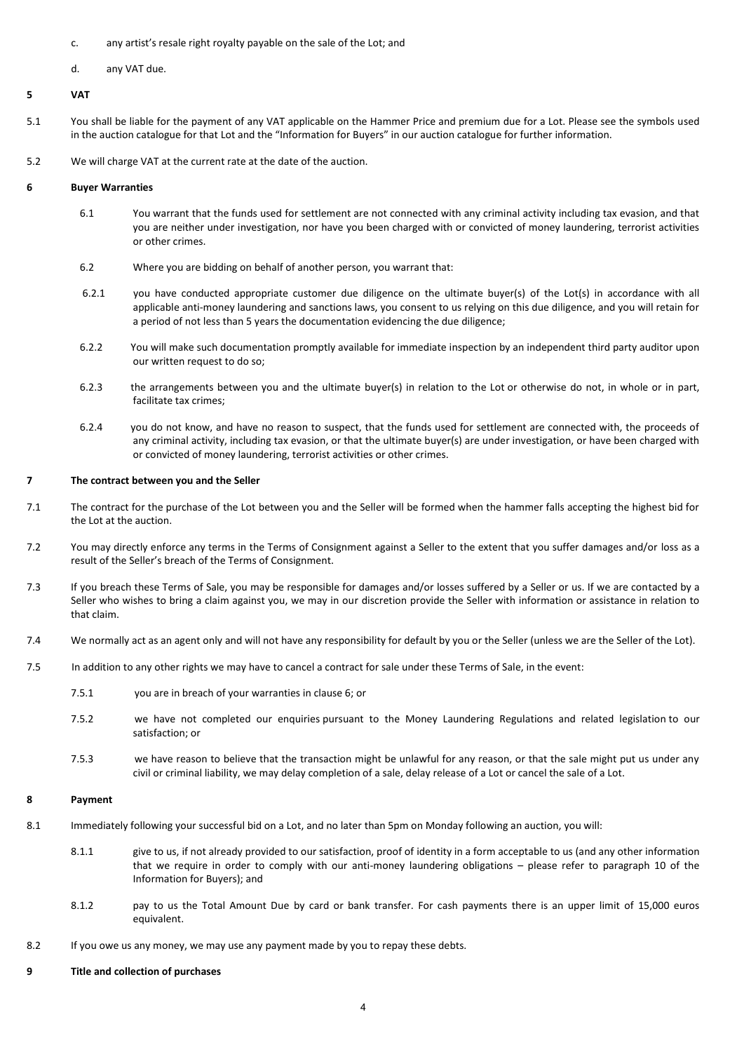c. any artist's resale right royalty payable on the sale of the Lot; and

d. any VAT due.

## 5 VAT

5.1 You shall be liable for the payment of any VAT applicable on the Hammer Price and premium due for a Lot. Please see the symbols used in the auction catalogue for that Lot and the "Information for Buyers" in our auction catalogue for further information.

5.2 We will charge VAT at the current rate at the date of the auction.

## 6 Buyer Warranties

6.1 You warrant that the funds used for settlement are not connected with any criminal activity including tax evasion, and that you are neither under investigation, nor have you been charged with or convicted of money laundering, terrorist activities or other crimes.

6.2 Where you are bidding on behalf of another person, you warrant that:

6.2.1 you have conducted appropriate customer due diligence on the ultimate buyer(s) of the Lot(s) in accordance with all applicable anti-money laundering and sanctions laws, you consent to us relying on this due diligence, and you will retain for a period of not less than 5 years the documentation evidencing the due diligence;

6.2.2 You will make such documentation promptly available for immediate inspection by an independent third party auditor upon our written request to do so;

6.2.3 the arrangements between you and the ultimate buyer(s) in relation to the Lot or otherwise do not, in whole or in part, facilitate tax crimes;

6.2.4 you do not know, and have no reason to suspect, that the funds used for settlement are connected with, the proceeds of any criminal activity, including tax evasion, or that the ultimate buyer(s) are under investigation, or have been charged with or convicted of money laundering, terrorist activities or other crimes.

## 7 The contract between you and the Seller

7.1 The contract for the purchase of the Lot between you and the Seller will be formed when the hammer falls accepting the highest bid for the Lot at the auction.

7.2 You may directly enforce any terms in the Terms of Consignment against a Seller to the extent that you suffer damages and/or loss as a result of the Seller's breach of the Terms of Consignment.

7.3 If you breach these Terms of Sale, you may be responsible for damages and/or losses suffered by a Seller or us. If we are contacted by a Seller who wishes to bring a claim against you, we may in our discretion provide the Seller with information or assistance in relation to that claim.

7.4 We normally act as an agent only and will not have any responsibility for default by you or the Seller (unless we are the Seller of the Lot).

7.5 In addition to any other rights we may have to cancel a contract for sale under these Terms of Sale, in the event:

7.5.1 you are in breach of your warranties in clause 6; or

7.5.2 we have not completed our enquiries pursuant to the Money Laundering Regulations and related legislation to our satisfaction; or

7.5.3 we have reason to believe that the transaction might be unlawful for any reason, or that the sale might put us under any civil or criminal liability, we may delay completion of a sale, delay release of a Lot or cancel the sale of a Lot.

## 8 Payment

8.1 Immediately following your successful bid on a Lot, and no later than 5pm on Monday following an auction, you will:

8.1.1 give to us, if not already provided to our satisfaction, proof of identity in a form acceptable to us (and any other information that we require in order to comply with our anti-money laundering obligations – please refer to paragraph 10 of the Information for Buyers); and

8.1.2 pay to us the Total Amount Due by card or bank transfer. For cash payments there is an upper limit of 15,000 euros equivalent.

8.2 If you owe us any money, we may use any payment made by you to repay these debts.

## 9 Title and collection of purchases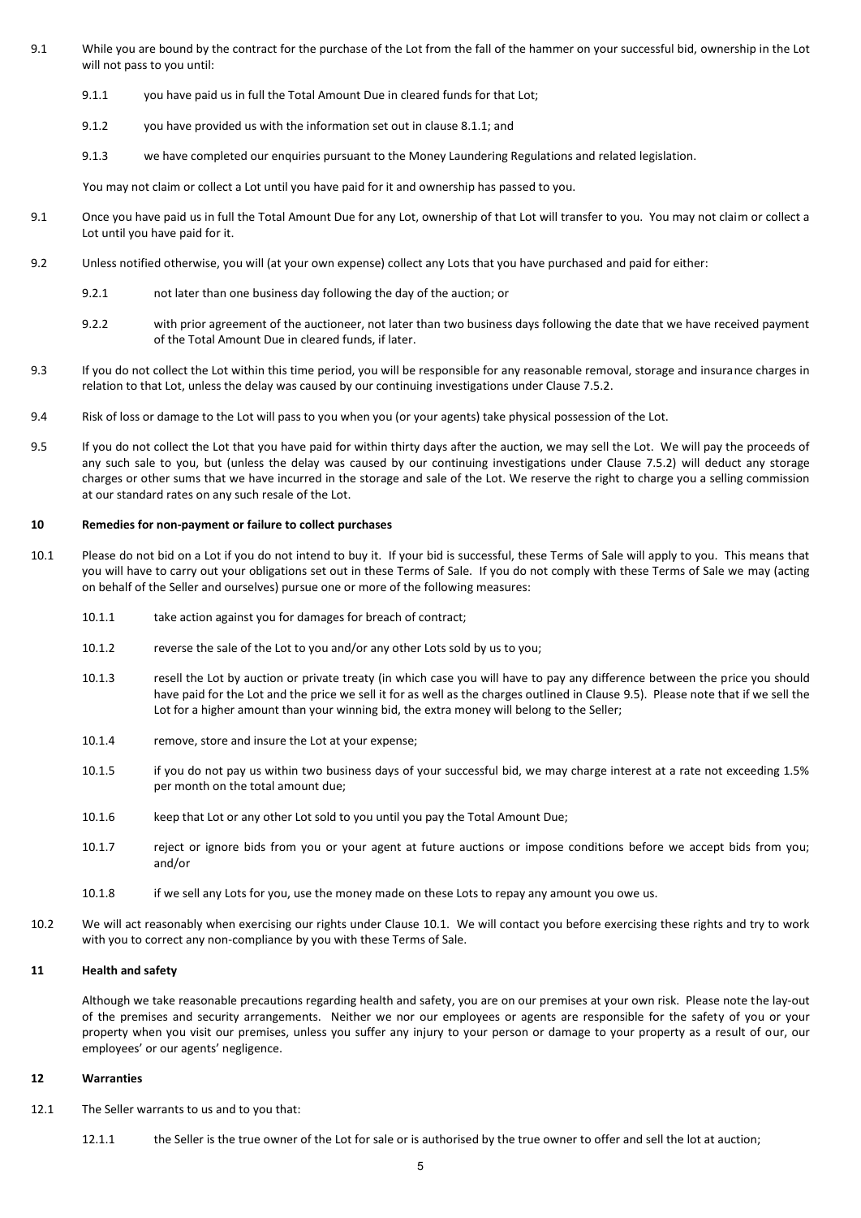9.1 While you are bound by the contract for the purchase of the Lot from the fall of the hammer on your successful bid, ownership in the Lot will not pass to you until:

9.1.1 you have paid us in full the Total Amount Due in cleared funds for that Lot;

9.1.2 you have provided us with the information set out in clause 8.1.1; and

9.1.3 we have completed our enquiries pursuant to the Money Laundering Regulations and related legislation.

You may not claim or collect a Lot until you have paid for it and ownership has passed to you.

9.1 Once you have paid us in full the Total Amount Due for any Lot, ownership of that Lot will transfer to you. You may not claim or collect a Lot until you have paid for it.

9.2 Unless notified otherwise, you will (at your own expense) collect any Lots that you have purchased and paid for either:

9.2.1 not later than one business day following the day of the auction; or

9.2.2 with prior agreement of the auctioneer, not later than two business days following the date that we have received payment of the Total Amount Due in cleared funds, if later.

9.3 If you do not collect the Lot within this time period, you will be responsible for any reasonable removal, storage and insurance charges in relation to that Lot, unless the delay was caused by our continuing investigations under Clause 7.5.2.

9.4 Risk of loss or damage to the Lot will pass to you when you (or your agents) take physical possession of the Lot.

9.5 If you do not collect the Lot that you have paid for within thirty days after the auction, we may sell the Lot. We will pay the proceeds of any such sale to you, but (unless the delay was caused by our continuing investigations under Clause 7.5.2) will deduct any storage charges or other sums that we have incurred in the storage and sale of the Lot. We reserve the right to charge you a selling commission at our standard rates on any such resale of the Lot.

## 10 Remedies for non-payment or failure to collect purchases

10.1 Please do not bid on a Lot if you do not intend to buy it. If your bid is successful, these Terms of Sale will apply to you. This means that you will have to carry out your obligations set out in these Terms of Sale. If you do not comply with these Terms of Sale we may (acting on behalf of the Seller and ourselves) pursue one or more of the following measures:

10.1.1 take action against you for damages for breach of contract;

10.1.2 reverse the sale of the Lot to you and/or any other Lots sold by us to you;

10.1.3 resell the Lot by auction or private treaty (in which case you will have to pay any difference between the price you should have paid for the Lot and the price we sell it for as well as the charges outlined in Clause 9.5). Please note that if we sell the Lot for a higher amount than your winning bid, the extra money will belong to the Seller;

10.1.4 remove, store and insure the Lot at your expense;

10.1.5 if you do not pay us within two business days of your successful bid, we may charge interest at a rate not exceeding 1.5% per month on the total amount due;

10.1.6 keep that Lot or any other Lot sold to you until you pay the Total Amount Due;

10.1.7 reject or ignore bids from you or your agent at future auctions or impose conditions before we accept bids from you; and/or

10.1.8 if we sell any Lots for you, use the money made on these Lots to repay any amount you owe us.

10.2 We will act reasonably when exercising our rights under Clause 10.1. We will contact you before exercising these rights and try to work with you to correct any non-compliance by you with these Terms of Sale.

## 11 Health and safety

Although we take reasonable precautions regarding health and safety, you are on our premises at your own risk. Please note the lay-out of the premises and security arrangements. Neither we nor our employees or agents are responsible for the safety of you or your property when you visit our premises, unless you suffer any injury to your person or damage to your property as a result of our, our employees' or our agents' negligence.

## 12 Warranties

12.1 The Seller warrants to us and to you that:

12.1.1 the Seller is the true owner of the Lot for sale or is authorised by the true owner to offer and sell the lot at auction;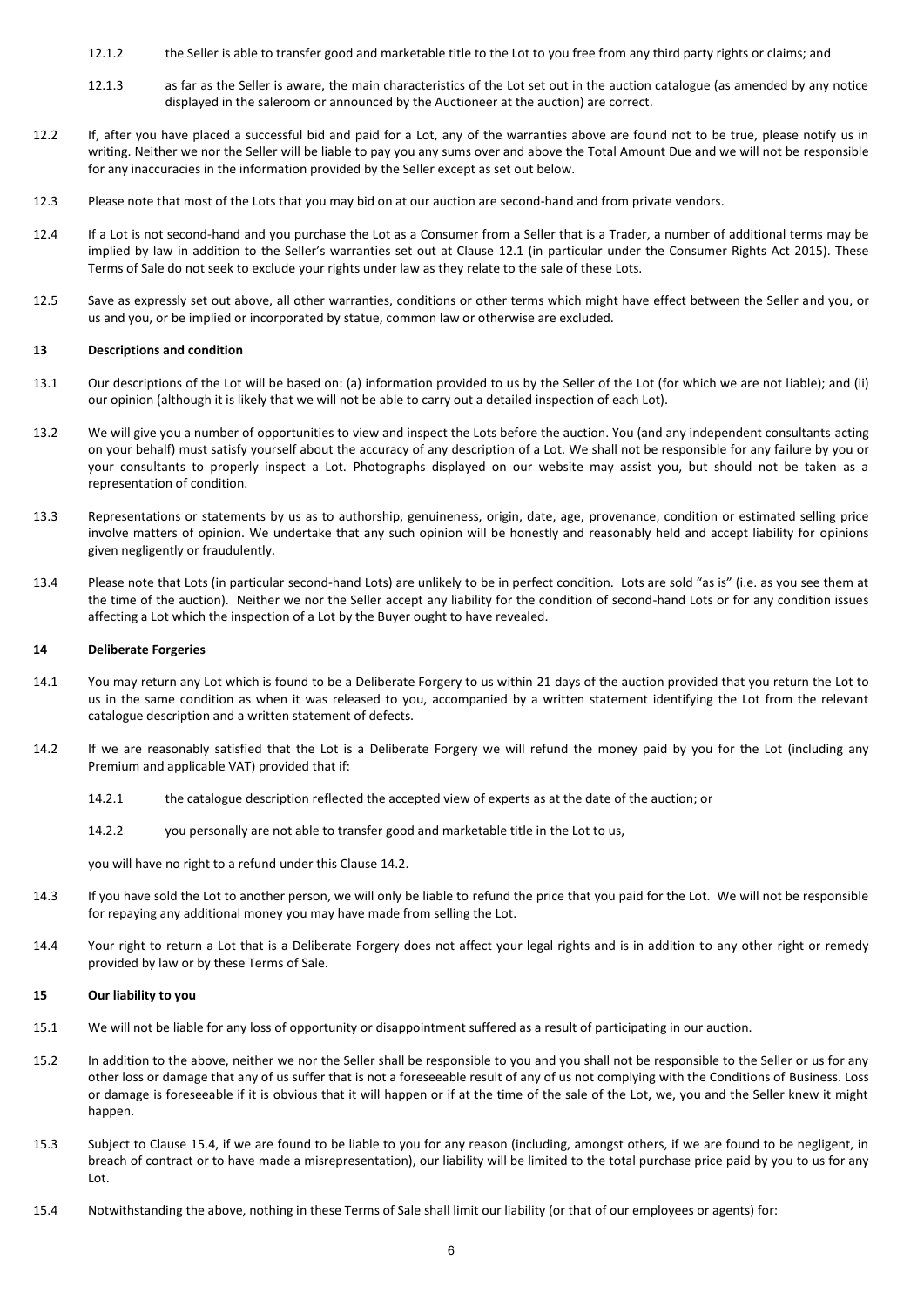12.1.2 the Seller is able to transfer good and marketable title to the Lot to you free from any third party rights or claims; and

12.1.3 as far as the Seller is aware, the main characteristics of the Lot set out in the auction catalogue (as amended by any notice displayed in the saleroom or announced by the Auctioneer at the auction) are correct.

12.2 If, after you have placed a successful bid and paid for a Lot, any of the warranties above are found not to be true, please notify us in writing. Neither we nor the Seller will be liable to pay you any sums over and above the Total Amount Due and we will not be responsible for any inaccuracies in the information provided by the Seller except as set out below.

12.3 Please note that most of the Lots that you may bid on at our auction are second-hand and from private vendors.

12.4 If a Lot is not second-hand and you purchase the Lot as a Consumer from a Seller that is a Trader, a number of additional terms may be implied by law in addition to the Seller's warranties set out at Clause 12.1 (in particular under the Consumer Rights Act 2015). These Terms of Sale do not seek to exclude your rights under law as they relate to the sale of these Lots.

12.5 Save as expressly set out above, all other warranties, conditions or other terms which might have effect between the Seller and you, or us and you, or be implied or incorporated by statue, common law or otherwise are excluded.

**13 Descriptions and condition**

13.1 Our descriptions of the Lot will be based on: (a) information provided to us by the Seller of the Lot (for which we are not liable); and (ii) our opinion (although it is likely that we will not be able to carry out a detailed inspection of each Lot).

13.2 We will give you a number of opportunities to view and inspect the Lots before the auction. You (and any independent consultants acting on your behalf) must satisfy yourself about the accuracy of any description of a Lot. We shall not be responsible for any failure by you or your consultants to properly inspect a Lot. Photographs displayed on our website may assist you, but should not be taken as a representation of condition.

13.3 Representations or statements by us as to authorship, genuineness, origin, date, age, provenance, condition or estimated selling price involve matters of opinion. We undertake that any such opinion will be honestly and reasonably held and accept liability for opinions given negligently or fraudulently.

13.4 Please note that Lots (in particular second-hand Lots) are unlikely to be in perfect condition. Lots are sold "as is" (i.e. as you see them at the time of the auction). Neither we nor the Seller accept any liability for the condition of second-hand Lots or for any condition issues affecting a Lot which the inspection of a Lot by the Buyer ought to have revealed.

**14 Deliberate Forgeries**

14.1 You may return any Lot which is found to be a Deliberate Forgery to us within 21 days of the auction provided that you return the Lot to us in the same condition as when it was released to you, accompanied by a written statement identifying the Lot from the relevant catalogue description and a written statement of defects.

14.2 If we are reasonably satisfied that the Lot is a Deliberate Forgery we will refund the money paid by you for the Lot (including any Premium and applicable VAT) provided that if:

14.2.1 the catalogue description reflected the accepted view of experts as at the date of the auction; or

14.2.2 you personally are not able to transfer good and marketable title in the Lot to us,

you will have no right to a refund under this Clause 14.2.

14.3 If you have sold the Lot to another person, we will only be liable to refund the price that you paid for the Lot. We will not be responsible for repaying any additional money you may have made from selling the Lot.

14.4 Your right to return a Lot that is a Deliberate Forgery does not affect your legal rights and is in addition to any other right or remedy provided by law or by these Terms of Sale.

**15 Our liability to you**

15.1 We will not be liable for any loss of opportunity or disappointment suffered as a result of participating in our auction.

15.2 In addition to the above, neither we nor the Seller shall be responsible to you and you shall not be responsible to the Seller or us for any other loss or damage that any of us suffer that is not a foreseeable result of any of us not complying with the Conditions of Business. Loss or damage is foreseeable if it is obvious that it will happen or if at the time of the sale of the Lot, we, you and the Seller knew it might happen.

15.3 Subject to Clause 15.4, if we are found to be liable to you for any reason (including, amongst others, if we are found to be negligent, in breach of contract or to have made a misrepresentation), our liability will be limited to the total purchase price paid by you to us for any Lot.

15.4 Notwithstanding the above, nothing in these Terms of Sale shall limit our liability (or that of our employees or agents) for: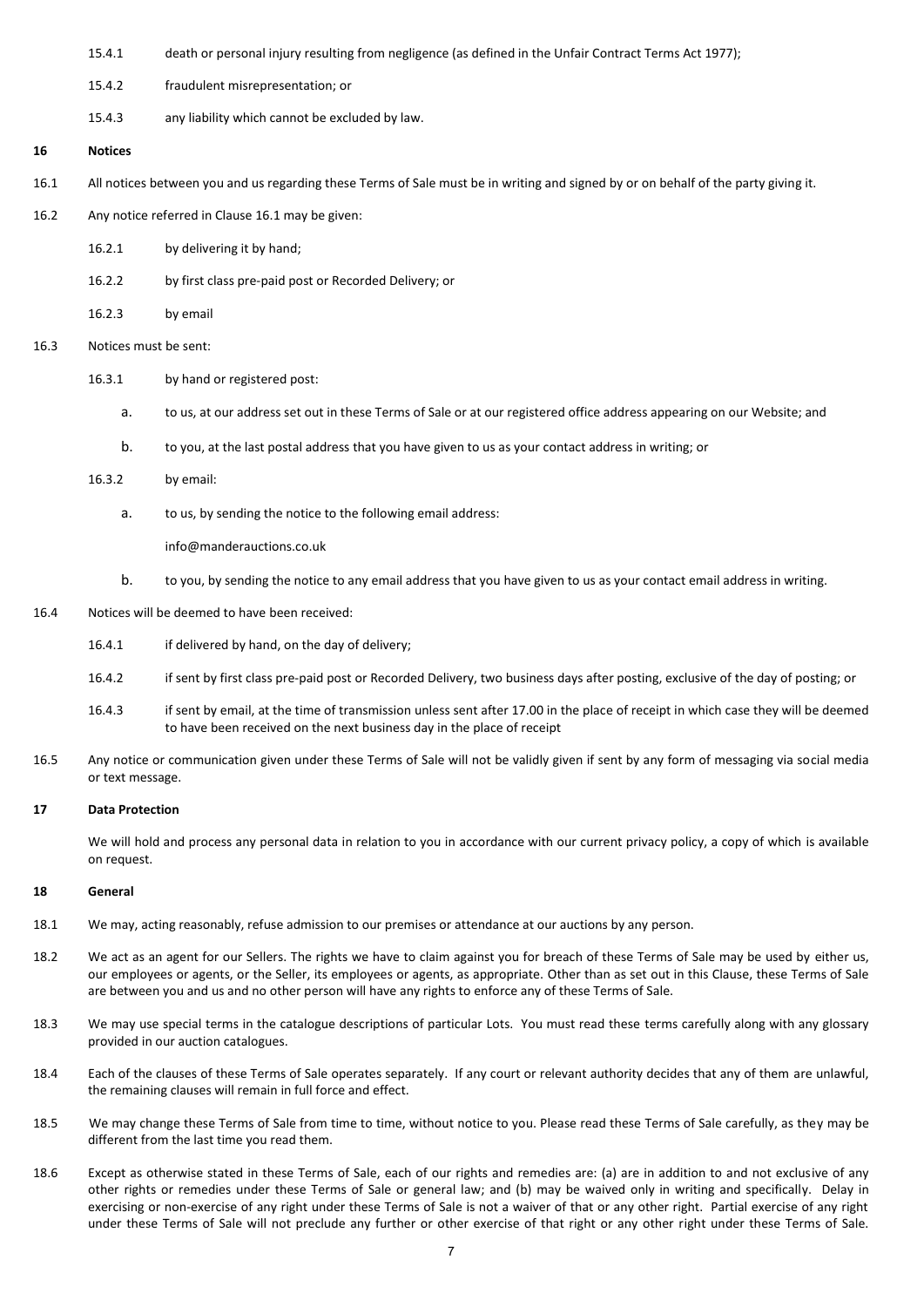15.4.1 death or personal injury resulting from negligence (as defined in the Unfair Contract Terms Act 1977);

15.4.2 fraudulent misrepresentation; or

15.4.3 any liability which cannot be excluded by law.

## 16 Notices

16.1 All notices between you and us regarding these Terms of Sale must be in writing and signed by or on behalf of the party giving it.

16.2 Any notice referred in Clause 16.1 may be given:

16.2.1 by delivering it by hand;

16.2.2 by first class pre-paid post or Recorded Delivery; or

16.2.3 by email

16.3 Notices must be sent:

16.3.1 by hand or registered post:

a. to us, at our address set out in these Terms of Sale or at our registered office address appearing on our Website; and

b. to you, at the last postal address that you have given to us as your contact address in writing; or

16.3.2 by email:

a. to us, by sending the notice to the following email address:

info@manderauctions.co.uk

b. to you, by sending the notice to any email address that you have given to us as your contact email address in writing.

16.4 Notices will be deemed to have been received:

16.4.1 if delivered by hand, on the day of delivery;

16.4.2 if sent by first class pre-paid post or Recorded Delivery, two business days after posting, exclusive of the day of posting; or

16.4.3 if sent by email, at the time of transmission unless sent after 17.00 in the place of receipt in which case they will be deemed to have been received on the next business day in the place of receipt

16.5 Any notice or communication given under these Terms of Sale will not be validly given if sent by any form of messaging via social media or text message.

## 17 Data Protection

We will hold and process any personal data in relation to you in accordance with our current privacy policy, a copy of which is available on request.

## 18 General

18.1 We may, acting reasonably, refuse admission to our premises or attendance at our auctions by any person.

18.2 We act as an agent for our Sellers. The rights we have to claim against you for breach of these Terms of Sale may be used by either us, our employees or agents, or the Seller, its employees or agents, as appropriate. Other than as set out in this Clause, these Terms of Sale are between you and us and no other person will have any rights to enforce any of these Terms of Sale.

18.3 We may use special terms in the catalogue descriptions of particular Lots. You must read these terms carefully along with any glossary provided in our auction catalogues.

18.4 Each of the clauses of these Terms of Sale operates separately. If any court or relevant authority decides that any of them are unlawful, the remaining clauses will remain in full force and effect.

18.5 We may change these Terms of Sale from time to time, without notice to you. Please read these Terms of Sale carefully, as they may be different from the last time you read them.

18.6 Except as otherwise stated in these Terms of Sale, each of our rights and remedies are: (a) are in addition to and not exclusive of any other rights or remedies under these Terms of Sale or general law; and (b) may be waived only in writing and specifically. Delay in exercising or non-exercise of any right under these Terms of Sale is not a waiver of that or any other right. Partial exercise of any right under these Terms of Sale will not preclude any further or other exercise of that right or any other right under these Terms of Sale.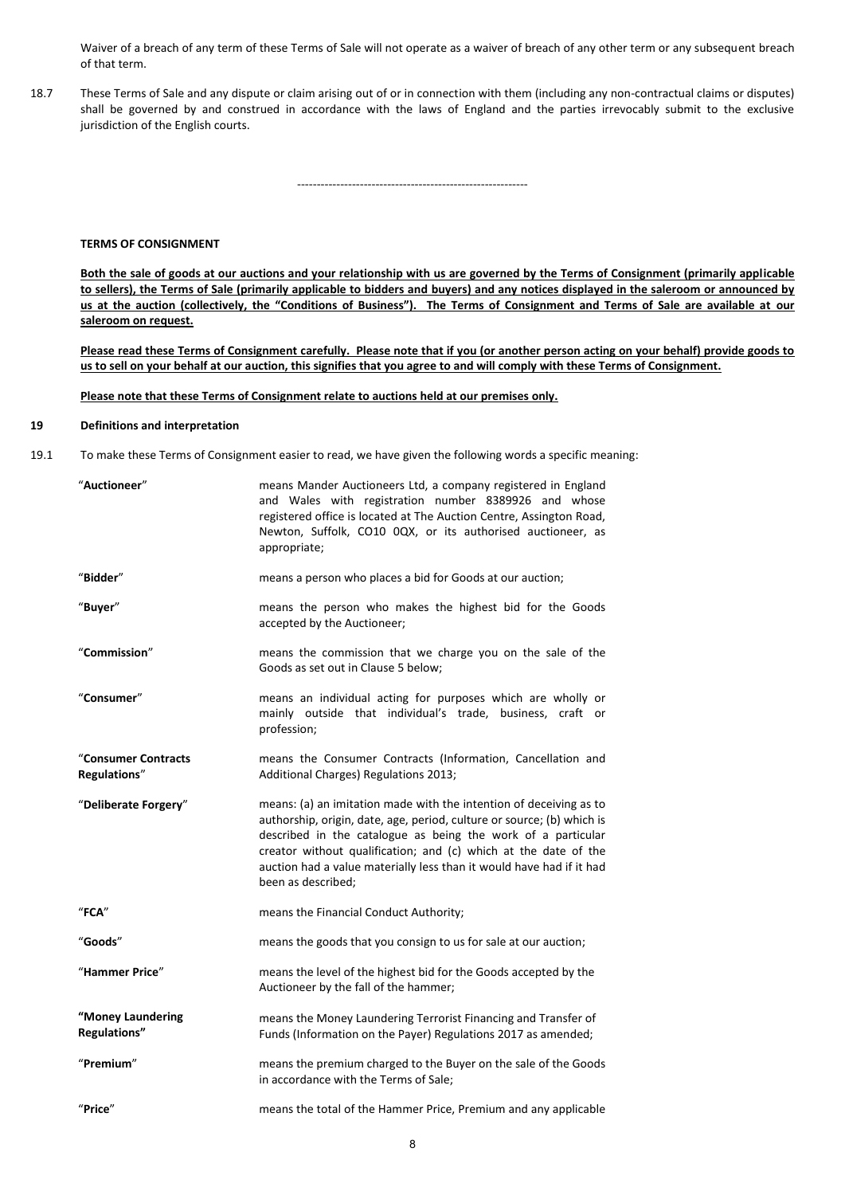Waiver of a breach of any term of these Terms of Sale will not operate as a waiver of breach of any other term or any subsequent breach of that term.

18.7 These Terms of Sale and any dispute or claim arising out of or in connection with them (including any non-contractual claims or disputes) shall be governed by and construed in accordance with the laws of England and the parties irrevocably submit to the exclusive jurisdiction of the English courts.

---

**TERMS OF CONSIGNMENT**

**Both the sale of goods at our auctions and your relationship with us are governed by the Terms of Consignment (primarily applicable to sellers), the Terms of Sale (primarily applicable to bidders and buyers) and any notices displayed in the saleroom or announced by us at the auction (collectively, the "Conditions of Business"). The Terms of Consignment and Terms of Sale are available at our saleroom on request.**

**Please read these Terms of Consignment carefully. Please note that if you (or another person acting on your behalf) provide goods to us to sell on your behalf at our auction, this signifies that you agree to and will comply with these Terms of Consignment.**

**Please note that these Terms of Consignment relate to auctions held at our premises only.**

## 19 Definitions and interpretation

19.1 To make these Terms of Consignment easier to read, we have given the following words a specific meaning:

| | |
|---|---|
| "**Auctioneer**" | means Mander Auctioneers Ltd, a company registered in England and Wales with registration number 8389926 and whose registered office is located at The Auction Centre, Assington Road, Newton, Suffolk, CO10 0QX, or its authorised auctioneer, as appropriate; |
| "**Bidder**" | means a person who places a bid for Goods at our auction; |
| "**Buyer**" | means the person who makes the highest bid for the Goods accepted by the Auctioneer; |
| "**Commission**" | means the commission that we charge you on the sale of the Goods as set out in Clause 5 below; |
| "**Consumer**" | means an individual acting for purposes which are wholly or mainly outside that individual's trade, business, craft or profession; |
| "**Consumer Contracts Regulations**" | means the Consumer Contracts (Information, Cancellation and Additional Charges) Regulations 2013; |
| "**Deliberate Forgery**" | means: (a) an imitation made with the intention of deceiving as to authorship, origin, date, age, period, culture or source; (b) which is described in the catalogue as being the work of a particular creator without qualification; and (c) which at the date of the auction had a value materially less than it would have had if it had been as described; |
| "**FCA**" | means the Financial Conduct Authority; |
| "**Goods**" | means the goods that you consign to us for sale at our auction; |
| "**Hammer Price**" | means the level of the highest bid for the Goods accepted by the Auctioneer by the fall of the hammer; |
| **"Money Laundering Regulations"** | means the Money Laundering Terrorist Financing and Transfer of Funds (Information on the Payer) Regulations 2017 as amended; |
| "**Premium**" | means the premium charged to the Buyer on the sale of the Goods in accordance with the Terms of Sale; |
| "**Price**" | means the total of the Hammer Price, Premium and any applicable |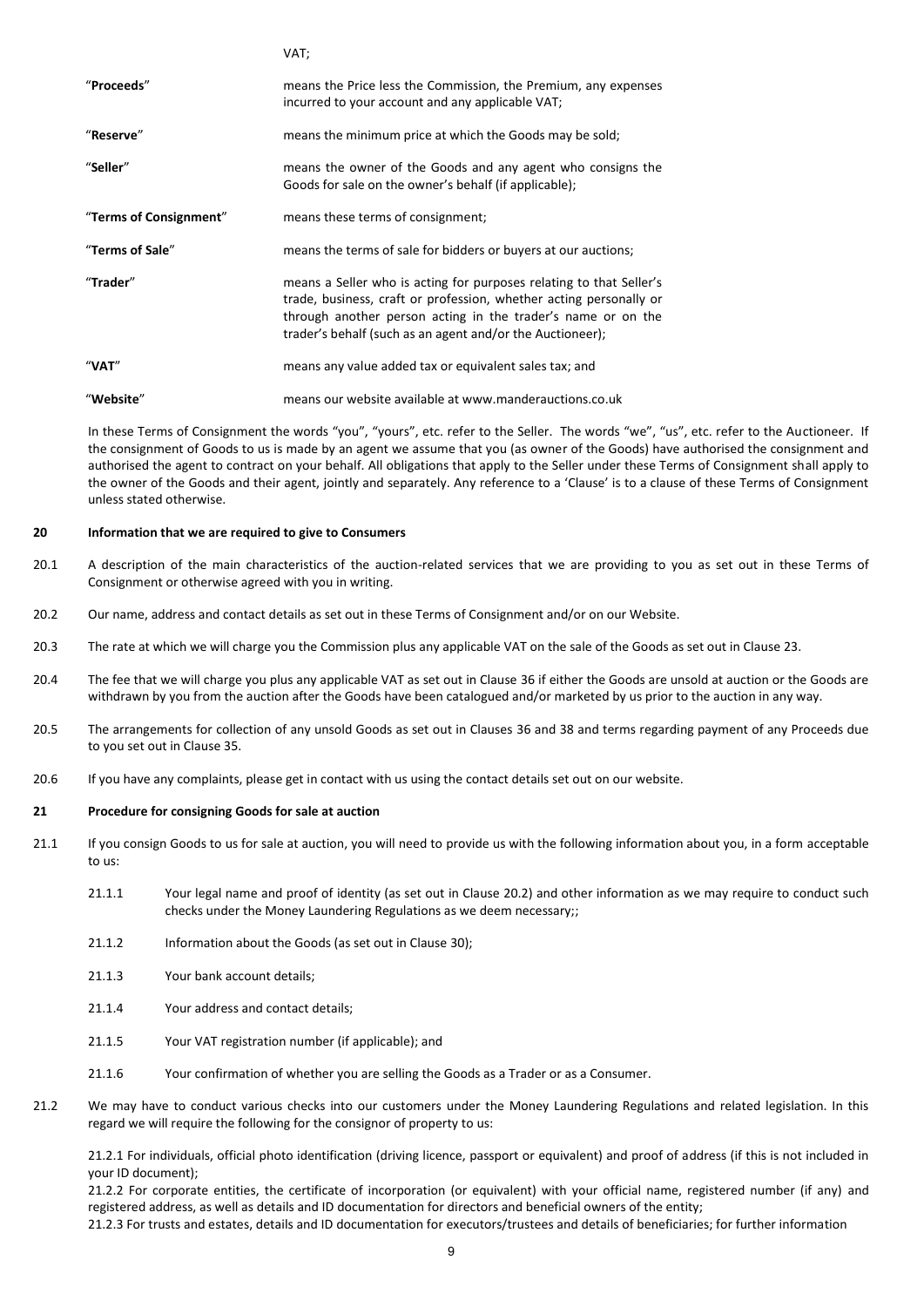| | |
|---|---|
| | VAT; |
| "**Proceeds**" | means the Price less the Commission, the Premium, any expenses incurred to your account and any applicable VAT; |
| "**Reserve**" | means the minimum price at which the Goods may be sold; |
| "**Seller**" | means the owner of the Goods and any agent who consigns the Goods for sale on the owner's behalf (if applicable); |
| "**Terms of Consignment**" | means these terms of consignment; |
| "**Terms of Sale**" | means the terms of sale for bidders or buyers at our auctions; |
| "**Trader**" | means a Seller who is acting for purposes relating to that Seller's trade, business, craft or profession, whether acting personally or through another person acting in the trader's name or on the trader's behalf (such as an agent and/or the Auctioneer); |
| "**VAT**" | means any value added tax or equivalent sales tax; and |
| "**Website**" | means our website available at www.manderauctions.co.uk |

In these Terms of Consignment the words "you", "yours", etc. refer to the Seller. The words "we", "us", etc. refer to the Auctioneer. If the consignment of Goods to us is made by an agent we assume that you (as owner of the Goods) have authorised the consignment and authorised the agent to contract on your behalf. All obligations that apply to the Seller under these Terms of Consignment shall apply to the owner of the Goods and their agent, jointly and separately. Any reference to a 'Clause' is to a clause of these Terms of Consignment unless stated otherwise.

## 20 Information that we are required to give to Consumers

20.1 A description of the main characteristics of the auction-related services that we are providing to you as set out in these Terms of Consignment or otherwise agreed with you in writing.

20.2 Our name, address and contact details as set out in these Terms of Consignment and/or on our Website.

20.3 The rate at which we will charge you the Commission plus any applicable VAT on the sale of the Goods as set out in Clause 23.

20.4 The fee that we will charge you plus any applicable VAT as set out in Clause 36 if either the Goods are unsold at auction or the Goods are withdrawn by you from the auction after the Goods have been catalogued and/or marketed by us prior to the auction in any way.

20.5 The arrangements for collection of any unsold Goods as set out in Clauses 36 and 38 and terms regarding payment of any Proceeds due to you set out in Clause 35.

20.6 If you have any complaints, please get in contact with us using the contact details set out on our website.

## 21 Procedure for consigning Goods for sale at auction

21.1 If you consign Goods to us for sale at auction, you will need to provide us with the following information about you, in a form acceptable to us:

21.1.1 Your legal name and proof of identity (as set out in Clause 20.2) and other information as we may require to conduct such checks under the Money Laundering Regulations as we deem necessary;;

21.1.2 Information about the Goods (as set out in Clause 30);

21.1.3 Your bank account details;

21.1.4 Your address and contact details;

21.1.5 Your VAT registration number (if applicable); and

21.1.6 Your confirmation of whether you are selling the Goods as a Trader or as a Consumer.

21.2 We may have to conduct various checks into our customers under the Money Laundering Regulations and related legislation. In this regard we will require the following for the consignor of property to us:

21.2.1 For individuals, official photo identification (driving licence, passport or equivalent) and proof of address (if this is not included in your ID document);
21.2.2 For corporate entities, the certificate of incorporation (or equivalent) with your official name, registered number (if any) and registered address, as well as details and ID documentation for directors and beneficial owners of the entity;
21.2.3 For trusts and estates, details and ID documentation for executors/trustees and details of beneficiaries; for further information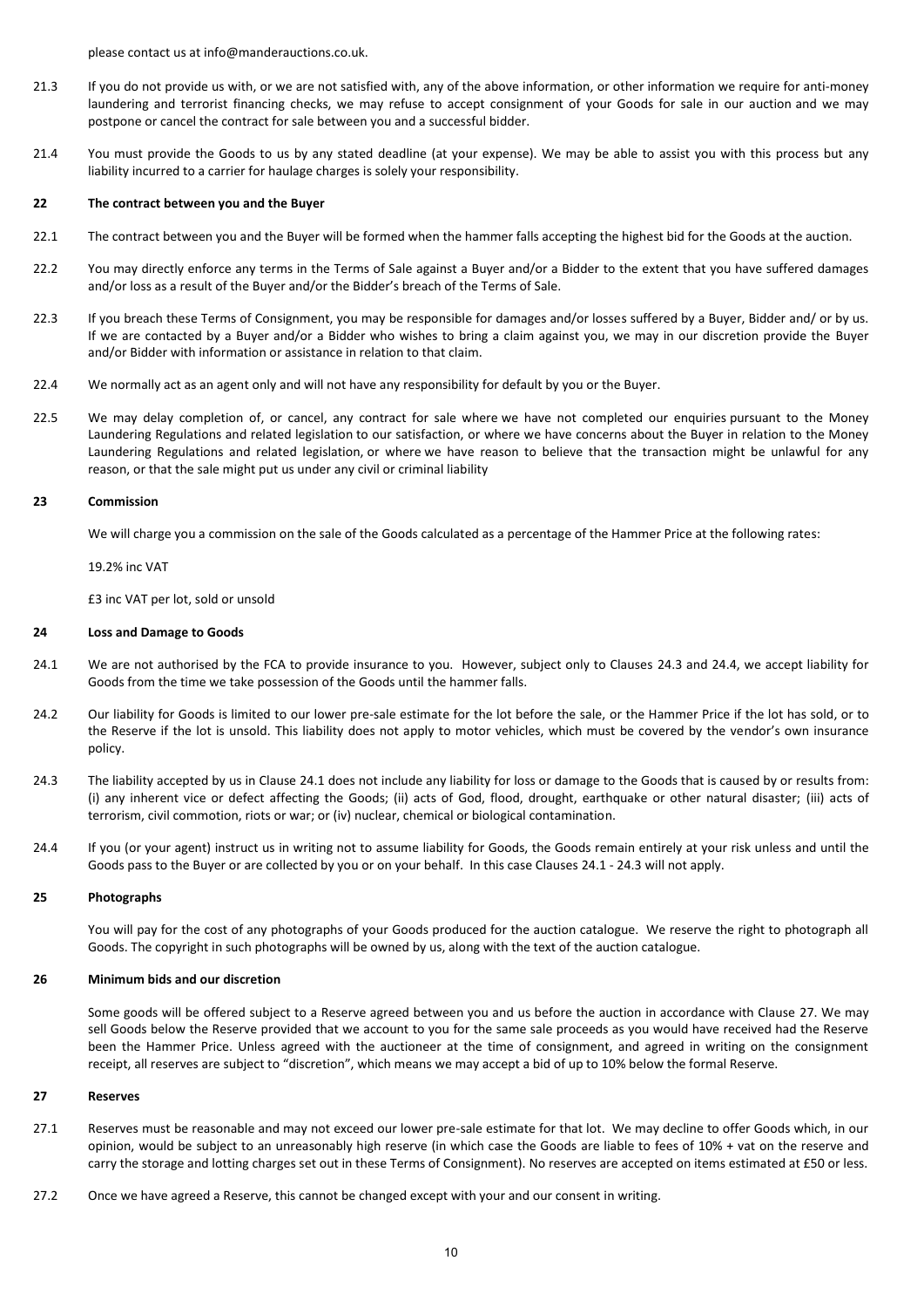please contact us at info@manderauctions.co.uk.

21.3 If you do not provide us with, or we are not satisfied with, any of the above information, or other information we require for anti-money laundering and terrorist financing checks, we may refuse to accept consignment of your Goods for sale in our auction and we may postpone or cancel the contract for sale between you and a successful bidder.

21.4 You must provide the Goods to us by any stated deadline (at your expense). We may be able to assist you with this process but any liability incurred to a carrier for haulage charges is solely your responsibility.

## 22 The contract between you and the Buyer

22.1 The contract between you and the Buyer will be formed when the hammer falls accepting the highest bid for the Goods at the auction.

22.2 You may directly enforce any terms in the Terms of Sale against a Buyer and/or a Bidder to the extent that you have suffered damages and/or loss as a result of the Buyer and/or the Bidder's breach of the Terms of Sale.

22.3 If you breach these Terms of Consignment, you may be responsible for damages and/or losses suffered by a Buyer, Bidder and/ or by us. If we are contacted by a Buyer and/or a Bidder who wishes to bring a claim against you, we may in our discretion provide the Buyer and/or Bidder with information or assistance in relation to that claim.

22.4 We normally act as an agent only and will not have any responsibility for default by you or the Buyer.

22.5 We may delay completion of, or cancel, any contract for sale where we have not completed our enquiries pursuant to the Money Laundering Regulations and related legislation to our satisfaction, or where we have concerns about the Buyer in relation to the Money Laundering Regulations and related legislation, or where we have reason to believe that the transaction might be unlawful for any reason, or that the sale might put us under any civil or criminal liability

## 23 Commission

We will charge you a commission on the sale of the Goods calculated as a percentage of the Hammer Price at the following rates:

19.2% inc VAT

£3 inc VAT per lot, sold or unsold

## 24 Loss and Damage to Goods

24.1 We are not authorised by the FCA to provide insurance to you. However, subject only to Clauses 24.3 and 24.4, we accept liability for Goods from the time we take possession of the Goods until the hammer falls.

24.2 Our liability for Goods is limited to our lower pre-sale estimate for the lot before the sale, or the Hammer Price if the lot has sold, or to the Reserve if the lot is unsold. This liability does not apply to motor vehicles, which must be covered by the vendor's own insurance policy.

24.3 The liability accepted by us in Clause 24.1 does not include any liability for loss or damage to the Goods that is caused by or results from: (i) any inherent vice or defect affecting the Goods; (ii) acts of God, flood, drought, earthquake or other natural disaster; (iii) acts of terrorism, civil commotion, riots or war; or (iv) nuclear, chemical or biological contamination.

24.4 If you (or your agent) instruct us in writing not to assume liability for Goods, the Goods remain entirely at your risk unless and until the Goods pass to the Buyer or are collected by you or on your behalf. In this case Clauses 24.1 - 24.3 will not apply.

## 25 Photographs

You will pay for the cost of any photographs of your Goods produced for the auction catalogue. We reserve the right to photograph all Goods. The copyright in such photographs will be owned by us, along with the text of the auction catalogue.

## 26 Minimum bids and our discretion

Some goods will be offered subject to a Reserve agreed between you and us before the auction in accordance with Clause 27. We may sell Goods below the Reserve provided that we account to you for the same sale proceeds as you would have received had the Reserve been the Hammer Price. Unless agreed with the auctioneer at the time of consignment, and agreed in writing on the consignment receipt, all reserves are subject to "discretion", which means we may accept a bid of up to 10% below the formal Reserve.

## 27 Reserves

27.1 Reserves must be reasonable and may not exceed our lower pre-sale estimate for that lot. We may decline to offer Goods which, in our opinion, would be subject to an unreasonably high reserve (in which case the Goods are liable to fees of 10% + vat on the reserve and carry the storage and lotting charges set out in these Terms of Consignment). No reserves are accepted on items estimated at £50 or less.

27.2 Once we have agreed a Reserve, this cannot be changed except with your and our consent in writing.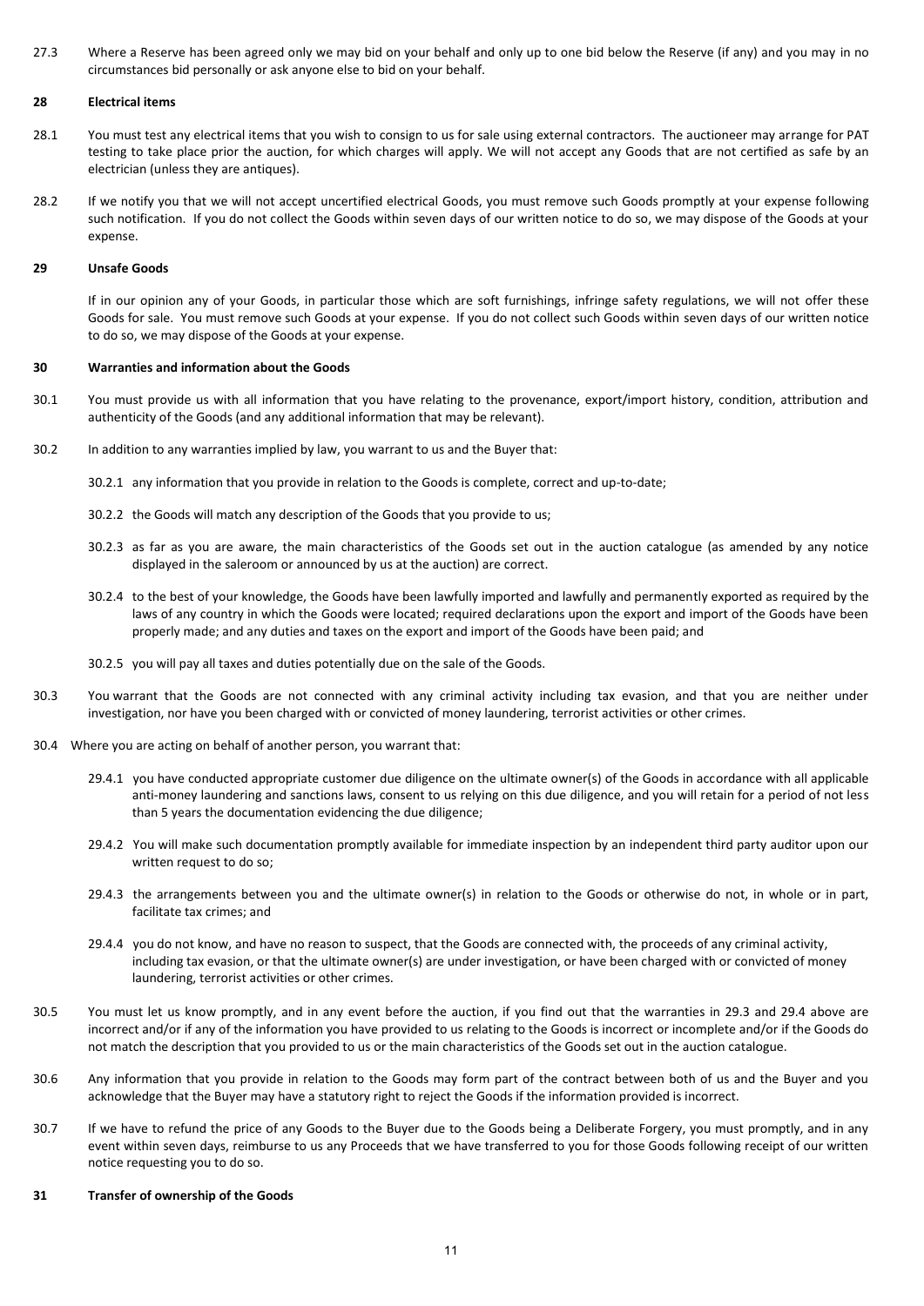27.3 Where a Reserve has been agreed only we may bid on your behalf and only up to one bid below the Reserve (if any) and you may in no circumstances bid personally or ask anyone else to bid on your behalf.

### 28 Electrical items

28.1 You must test any electrical items that you wish to consign to us for sale using external contractors. The auctioneer may arrange for PAT testing to take place prior the auction, for which charges will apply. We will not accept any Goods that are not certified as safe by an electrician (unless they are antiques).

28.2 If we notify you that we will not accept uncertified electrical Goods, you must remove such Goods promptly at your expense following such notification. If you do not collect the Goods within seven days of our written notice to do so, we may dispose of the Goods at your expense.

### 29 Unsafe Goods

If in our opinion any of your Goods, in particular those which are soft furnishings, infringe safety regulations, we will not offer these Goods for sale. You must remove such Goods at your expense. If you do not collect such Goods within seven days of our written notice to do so, we may dispose of the Goods at your expense.

### 30 Warranties and information about the Goods

30.1 You must provide us with all information that you have relating to the provenance, export/import history, condition, attribution and authenticity of the Goods (and any additional information that may be relevant).

30.2 In addition to any warranties implied by law, you warrant to us and the Buyer that:

30.2.1 any information that you provide in relation to the Goods is complete, correct and up-to-date;

30.2.2 the Goods will match any description of the Goods that you provide to us;

30.2.3 as far as you are aware, the main characteristics of the Goods set out in the auction catalogue (as amended by any notice displayed in the saleroom or announced by us at the auction) are correct.

30.2.4 to the best of your knowledge, the Goods have been lawfully imported and lawfully and permanently exported as required by the laws of any country in which the Goods were located; required declarations upon the export and import of the Goods have been properly made; and any duties and taxes on the export and import of the Goods have been paid; and

30.2.5 you will pay all taxes and duties potentially due on the sale of the Goods.

30.3 You warrant that the Goods are not connected with any criminal activity including tax evasion, and that you are neither under investigation, nor have you been charged with or convicted of money laundering, terrorist activities or other crimes.

30.4 Where you are acting on behalf of another person, you warrant that:

29.4.1 you have conducted appropriate customer due diligence on the ultimate owner(s) of the Goods in accordance with all applicable anti-money laundering and sanctions laws, consent to us relying on this due diligence, and you will retain for a period of not less than 5 years the documentation evidencing the due diligence;

29.4.2 You will make such documentation promptly available for immediate inspection by an independent third party auditor upon our written request to do so;

29.4.3 the arrangements between you and the ultimate owner(s) in relation to the Goods or otherwise do not, in whole or in part, facilitate tax crimes; and

29.4.4 you do not know, and have no reason to suspect, that the Goods are connected with, the proceeds of any criminal activity, including tax evasion, or that the ultimate owner(s) are under investigation, or have been charged with or convicted of money laundering, terrorist activities or other crimes.

30.5 You must let us know promptly, and in any event before the auction, if you find out that the warranties in 29.3 and 29.4 above are incorrect and/or if any of the information you have provided to us relating to the Goods is incorrect or incomplete and/or if the Goods do not match the description that you provided to us or the main characteristics of the Goods set out in the auction catalogue.

30.6 Any information that you provide in relation to the Goods may form part of the contract between both of us and the Buyer and you acknowledge that the Buyer may have a statutory right to reject the Goods if the information provided is incorrect.

30.7 If we have to refund the price of any Goods to the Buyer due to the Goods being a Deliberate Forgery, you must promptly, and in any event within seven days, reimburse to us any Proceeds that we have transferred to you for those Goods following receipt of our written notice requesting you to do so.

### 31 Transfer of ownership of the Goods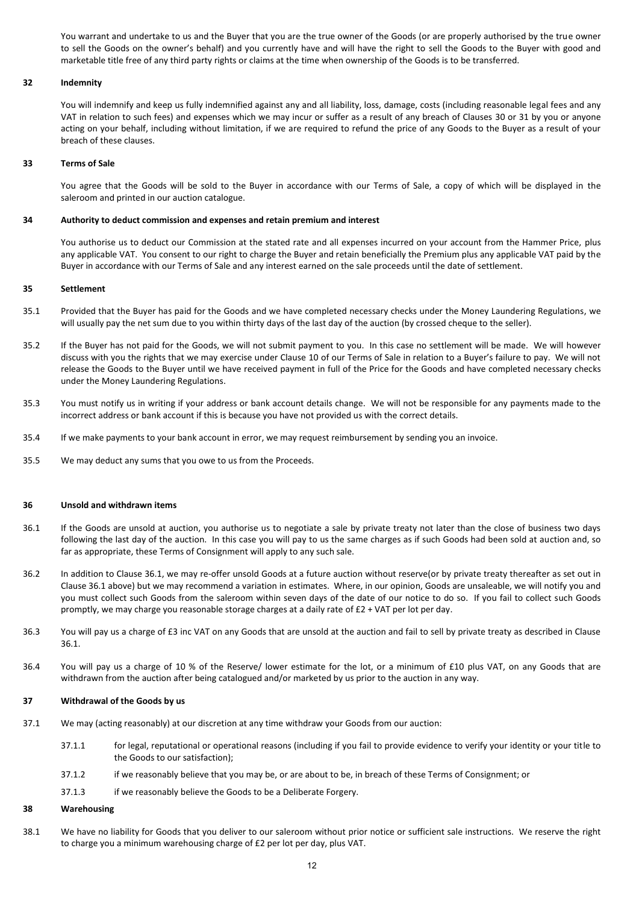You warrant and undertake to us and the Buyer that you are the true owner of the Goods (or are properly authorised by the true owner to sell the Goods on the owner's behalf) and you currently have and will have the right to sell the Goods to the Buyer with good and marketable title free of any third party rights or claims at the time when ownership of the Goods is to be transferred.

### 32 Indemnity

You will indemnify and keep us fully indemnified against any and all liability, loss, damage, costs (including reasonable legal fees and any VAT in relation to such fees) and expenses which we may incur or suffer as a result of any breach of Clauses 30 or 31 by you or anyone acting on your behalf, including without limitation, if we are required to refund the price of any Goods to the Buyer as a result of your breach of these clauses.

### 33 Terms of Sale

You agree that the Goods will be sold to the Buyer in accordance with our Terms of Sale, a copy of which will be displayed in the saleroom and printed in our auction catalogue.

### 34 Authority to deduct commission and expenses and retain premium and interest

You authorise us to deduct our Commission at the stated rate and all expenses incurred on your account from the Hammer Price, plus any applicable VAT. You consent to our right to charge the Buyer and retain beneficially the Premium plus any applicable VAT paid by the Buyer in accordance with our Terms of Sale and any interest earned on the sale proceeds until the date of settlement.

### 35 Settlement

35.1 Provided that the Buyer has paid for the Goods and we have completed necessary checks under the Money Laundering Regulations, we will usually pay the net sum due to you within thirty days of the last day of the auction (by crossed cheque to the seller).

35.2 If the Buyer has not paid for the Goods, we will not submit payment to you. In this case no settlement will be made. We will however discuss with you the rights that we may exercise under Clause 10 of our Terms of Sale in relation to a Buyer's failure to pay. We will not release the Goods to the Buyer until we have received payment in full of the Price for the Goods and have completed necessary checks under the Money Laundering Regulations.

35.3 You must notify us in writing if your address or bank account details change. We will not be responsible for any payments made to the incorrect address or bank account if this is because you have not provided us with the correct details.

35.4 If we make payments to your bank account in error, we may request reimbursement by sending you an invoice.

35.5 We may deduct any sums that you owe to us from the Proceeds.

### 36 Unsold and withdrawn items

36.1 If the Goods are unsold at auction, you authorise us to negotiate a sale by private treaty not later than the close of business two days following the last day of the auction. In this case you will pay to us the same charges as if such Goods had been sold at auction and, so far as appropriate, these Terms of Consignment will apply to any such sale.

36.2 In addition to Clause 36.1, we may re-offer unsold Goods at a future auction without reserve(or by private treaty thereafter as set out in Clause 36.1 above) but we may recommend a variation in estimates. Where, in our opinion, Goods are unsaleable, we will notify you and you must collect such Goods from the saleroom within seven days of the date of our notice to do so. If you fail to collect such Goods promptly, we may charge you reasonable storage charges at a daily rate of £2 + VAT per lot per day.

36.3 You will pay us a charge of £3 inc VAT on any Goods that are unsold at the auction and fail to sell by private treaty as described in Clause 36.1.

36.4 You will pay us a charge of 10 % of the Reserve/ lower estimate for the lot, or a minimum of £10 plus VAT, on any Goods that are withdrawn from the auction after being catalogued and/or marketed by us prior to the auction in any way.

### 37 Withdrawal of the Goods by us

37.1 We may (acting reasonably) at our discretion at any time withdraw your Goods from our auction:

- 37.1.1 for legal, reputational or operational reasons (including if you fail to provide evidence to verify your identity or your title to the Goods to our satisfaction);
- 37.1.2 if we reasonably believe that you may be, or are about to be, in breach of these Terms of Consignment; or
- 37.1.3 if we reasonably believe the Goods to be a Deliberate Forgery.

### 38 Warehousing

38.1 We have no liability for Goods that you deliver to our saleroom without prior notice or sufficient sale instructions. We reserve the right to charge you a minimum warehousing charge of £2 per lot per day, plus VAT.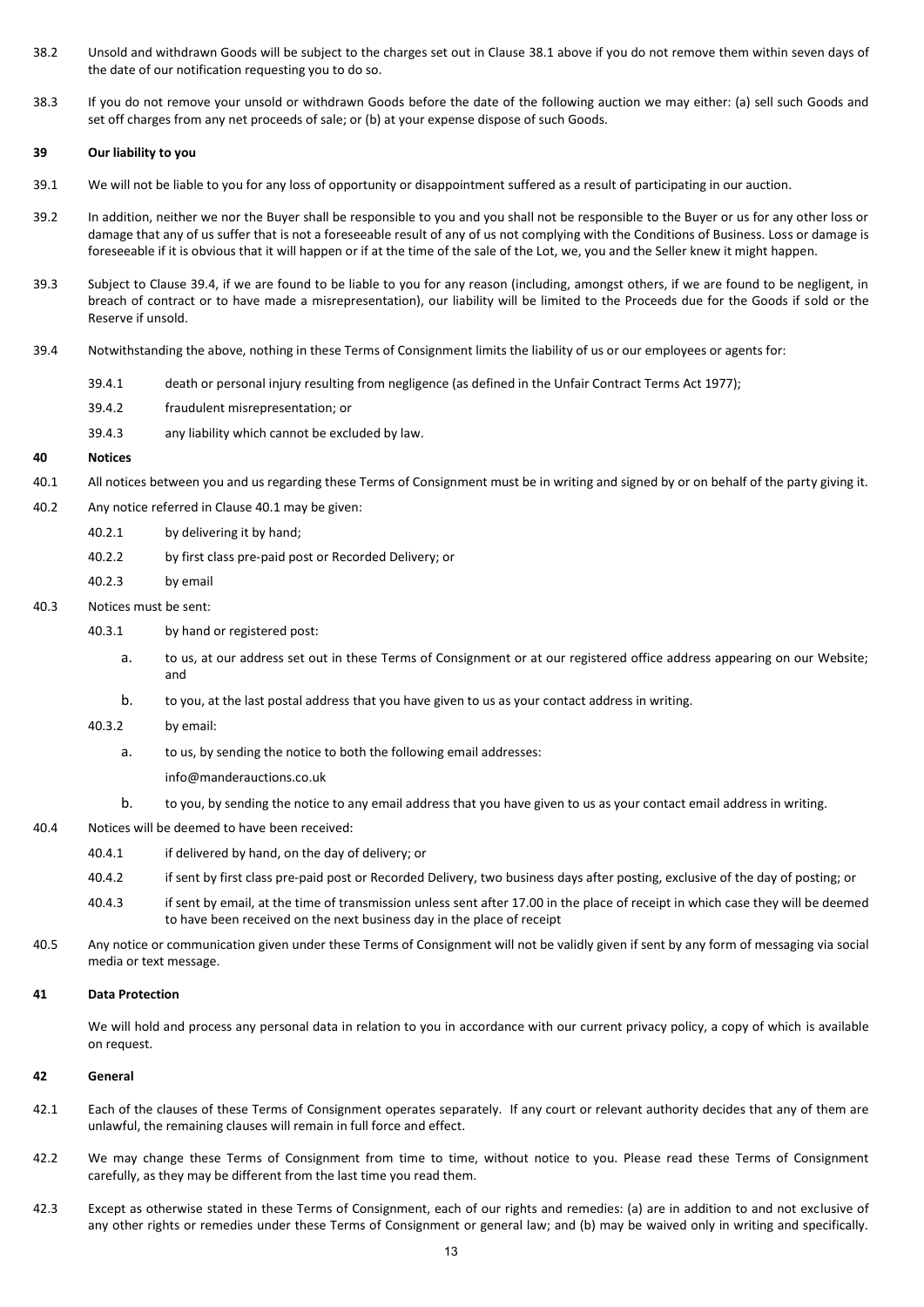38.2 Unsold and withdrawn Goods will be subject to the charges set out in Clause 38.1 above if you do not remove them within seven days of the date of our notification requesting you to do so.

38.3 If you do not remove your unsold or withdrawn Goods before the date of the following auction we may either: (a) sell such Goods and set off charges from any net proceeds of sale; or (b) at your expense dispose of such Goods.

**39 Our liability to you**

39.1 We will not be liable to you for any loss of opportunity or disappointment suffered as a result of participating in our auction.

39.2 In addition, neither we nor the Buyer shall be responsible to you and you shall not be responsible to the Buyer or us for any other loss or damage that any of us suffer that is not a foreseeable result of any of us not complying with the Conditions of Business. Loss or damage is foreseeable if it is obvious that it will happen or if at the time of the sale of the Lot, we, you and the Seller knew it might happen.

39.3 Subject to Clause 39.4, if we are found to be liable to you for any reason (including, amongst others, if we are found to be negligent, in breach of contract or to have made a misrepresentation), our liability will be limited to the Proceeds due for the Goods if sold or the Reserve if unsold.

39.4 Notwithstanding the above, nothing in these Terms of Consignment limits the liability of us or our employees or agents for:

39.4.1 death or personal injury resulting from negligence (as defined in the Unfair Contract Terms Act 1977);

39.4.2 fraudulent misrepresentation; or

39.4.3 any liability which cannot be excluded by law.

**40 Notices**

40.1 All notices between you and us regarding these Terms of Consignment must be in writing and signed by or on behalf of the party giving it.

40.2 Any notice referred in Clause 40.1 may be given:

40.2.1 by delivering it by hand;

40.2.2 by first class pre-paid post or Recorded Delivery; or

40.2.3 by email

40.3 Notices must be sent:

40.3.1 by hand or registered post:

a. to us, at our address set out in these Terms of Consignment or at our registered office address appearing on our Website; and

b. to you, at the last postal address that you have given to us as your contact address in writing.

40.3.2 by email:

a. to us, by sending the notice to both the following email addresses:

info@manderauctions.co.uk

b. to you, by sending the notice to any email address that you have given to us as your contact email address in writing.

40.4 Notices will be deemed to have been received:

40.4.1 if delivered by hand, on the day of delivery; or

40.4.2 if sent by first class pre-paid post or Recorded Delivery, two business days after posting, exclusive of the day of posting; or

40.4.3 if sent by email, at the time of transmission unless sent after 17.00 in the place of receipt in which case they will be deemed to have been received on the next business day in the place of receipt

40.5 Any notice or communication given under these Terms of Consignment will not be validly given if sent by any form of messaging via social media or text message.

**41 Data Protection**

We will hold and process any personal data in relation to you in accordance with our current privacy policy, a copy of which is available on request.

**42 General**

42.1 Each of the clauses of these Terms of Consignment operates separately. If any court or relevant authority decides that any of them are unlawful, the remaining clauses will remain in full force and effect.

42.2 We may change these Terms of Consignment from time to time, without notice to you. Please read these Terms of Consignment carefully, as they may be different from the last time you read them.

42.3 Except as otherwise stated in these Terms of Consignment, each of our rights and remedies: (a) are in addition to and not exclusive of any other rights or remedies under these Terms of Consignment or general law; and (b) may be waived only in writing and specifically.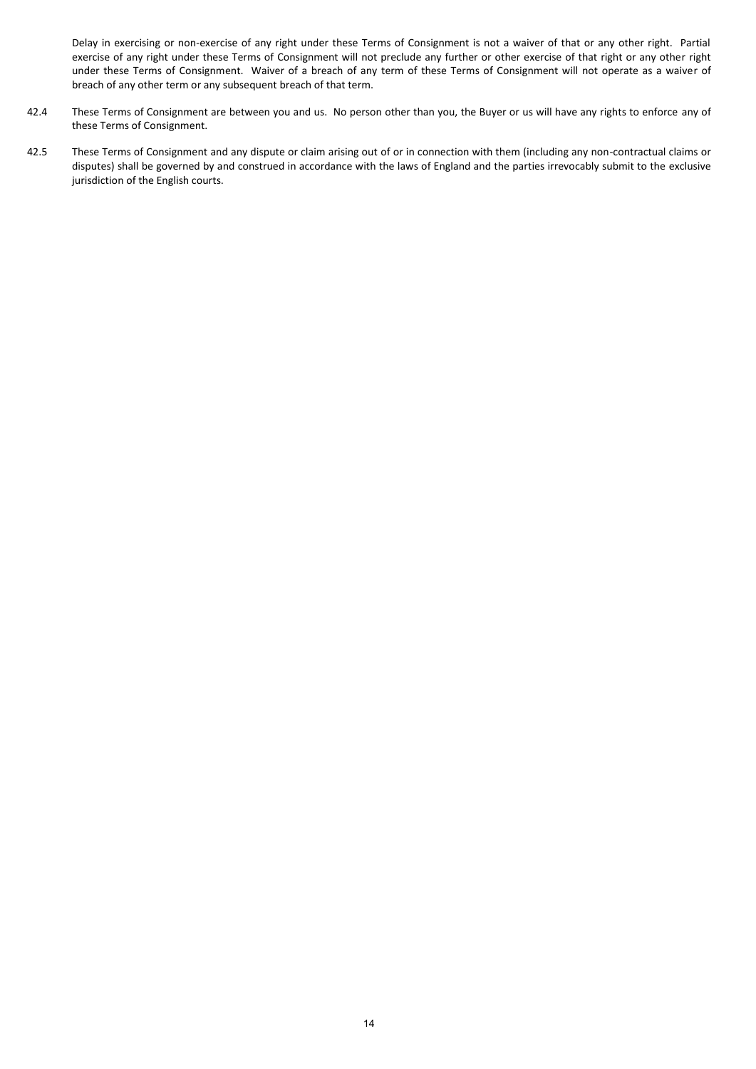Delay in exercising or non-exercise of any right under these Terms of Consignment is not a waiver of that or any other right. Partial exercise of any right under these Terms of Consignment will not preclude any further or other exercise of that right or any other right under these Terms of Consignment. Waiver of a breach of any term of these Terms of Consignment will not operate as a waiver of breach of any other term or any subsequent breach of that term.

42.4 These Terms of Consignment are between you and us. No person other than you, the Buyer or us will have any rights to enforce any of these Terms of Consignment.

42.5 These Terms of Consignment and any dispute or claim arising out of or in connection with them (including any non-contractual claims or disputes) shall be governed by and construed in accordance with the laws of England and the parties irrevocably submit to the exclusive jurisdiction of the English courts.